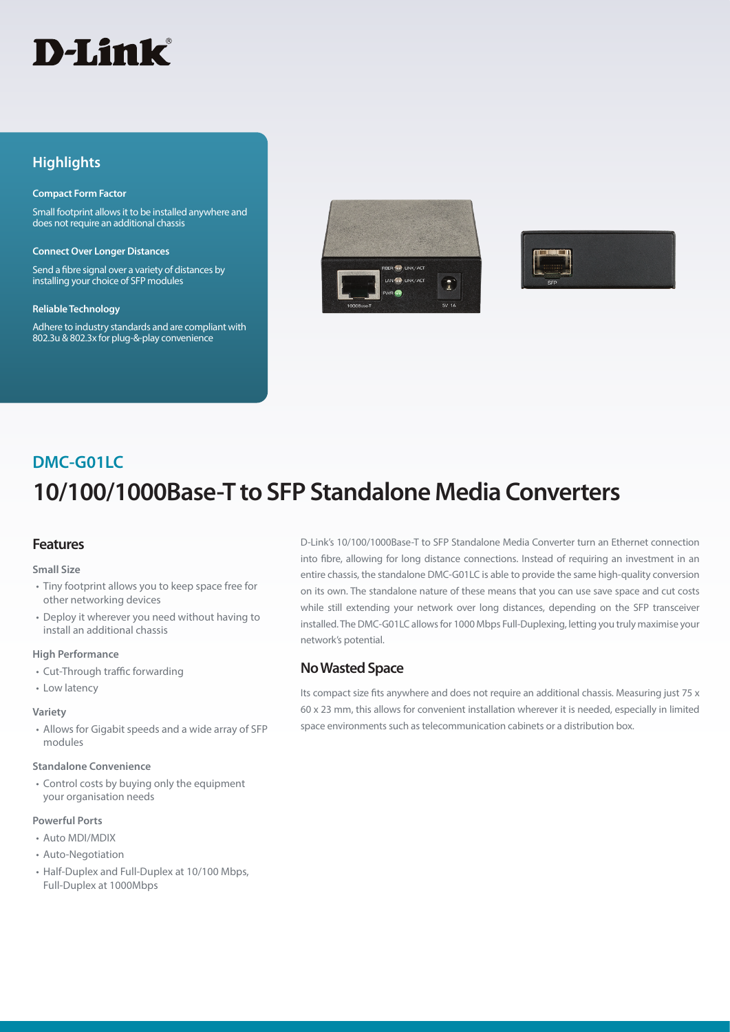D-Link

## Highlights

**Compact Form Factor**

Small footprint allows it to be installed anywhere and does not require an additional chassis

**Connect Over Longer Distances**

Send a fibre signal over a variety of distances by installing your choice of SFP modules

**Reliable Technology**

Adhere to industry standards and are compliant with 802.3u & 802.3x for plug-&-play convenience

## DMC-G01LC

# 10/100/1000Base-T to SFP Standalone Media Converters

## Features

**Small Size**

- Tiny footprint allows you to keep space free for other networking devices
- Deploy it wherever you need without having to install an additional chassis

**High Performance**

- Cut-Through traffic forwarding
- Low latency

**Variety**

- Allows for Gigabit speeds and a wide array of SFP modules

**Standalone Convenience**

- Control costs by buying only the equipment your organisation needs

**Powerful Ports**

- Auto MDI/MDIX
- Auto-Negotiation
- Half-Duplex and Full-Duplex at 10/100 Mbps, Full-Duplex at 1000Mbps

D-Link's 10/100/1000Base-T to SFP Standalone Media Converter turn an Ethernet connection into fibre, allowing for long distance connections. Instead of requiring an investment in an entire chassis, the standalone DMC-G01LC is able to provide the same high-quality conversion on its own. The standalone nature of these means that you can use save space and cut costs while still extending your network over long distances, depending on the SFP transceiver installed. The DMC-G01LC allows for 1000 Mbps Full-Duplexing, letting you truly maximise your network's potential.

## No Wasted Space

Its compact size fits anywhere and does not require an additional chassis. Measuring just 75 x 60 x 23 mm, this allows for convenient installation wherever it is needed, especially in limited space environments such as telecommunication cabinets or a distribution box.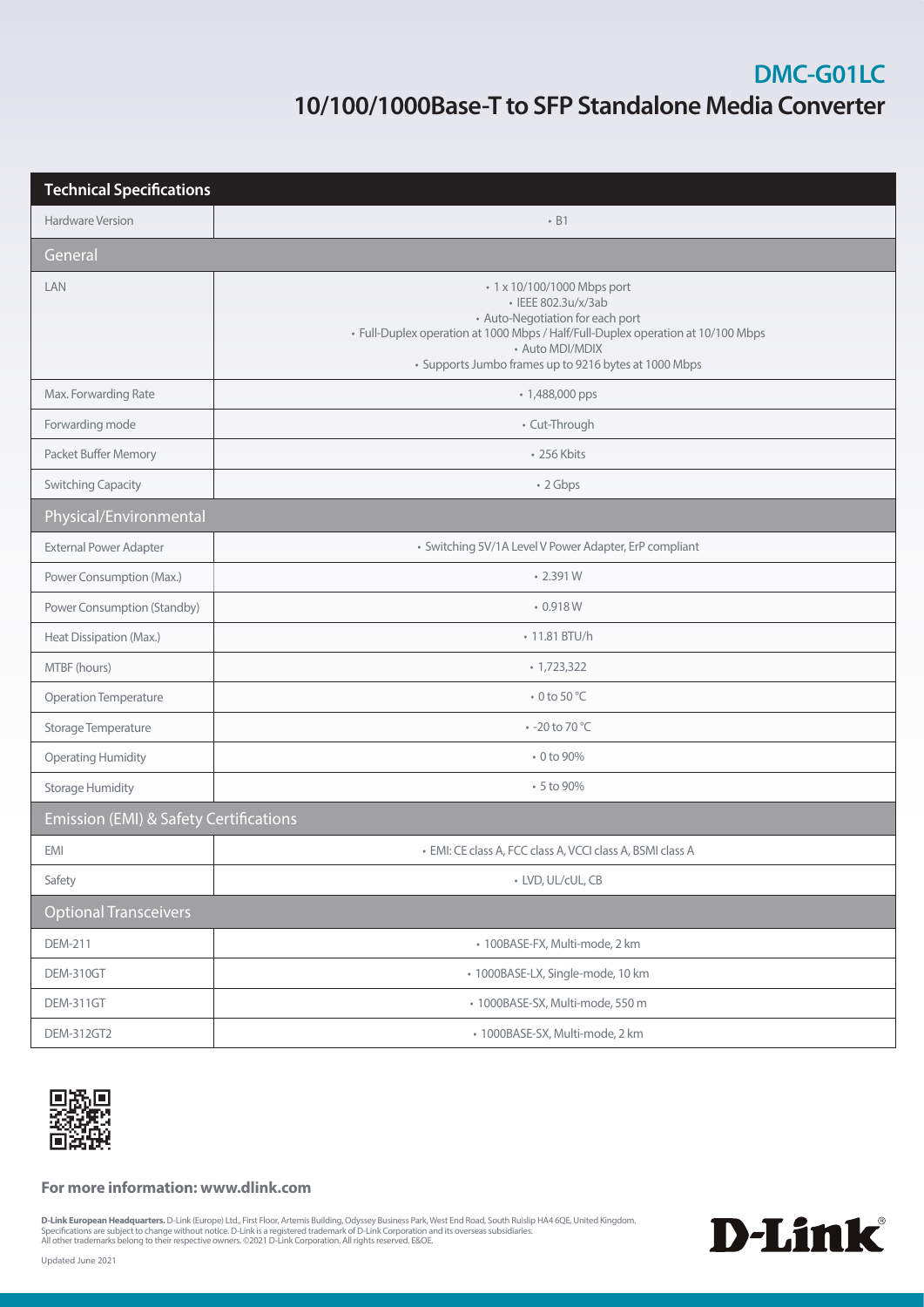# DMC-G01LC

## 10/100/1000Base-T to SFP Standalone Media Converter

| Technical Specifications | |
|---|---|
| Hardware Version | • B1 |
| **General** | |
| LAN | • 1 x 10/100/1000 Mbps port<br>• IEEE 802.3u/x/3ab<br>• Auto-Negotiation for each port<br>• Full-Duplex operation at 1000 Mbps / Half/Full-Duplex operation at 10/100 Mbps<br>• Auto MDI/MDIX<br>• Supports Jumbo frames up to 9216 bytes at 1000 Mbps |
| Max. Forwarding Rate | • 1,488,000 pps |
| Forwarding mode | • Cut-Through |
| Packet Buffer Memory | • 256 Kbits |
| Switching Capacity | • 2 Gbps |
| **Physical/Environmental** | |
| External Power Adapter | • Switching 5V/1A Level V Power Adapter, ErP compliant |
| Power Consumption (Max.) | • 2.391 W |
| Power Consumption (Standby) | • 0.918 W |
| Heat Dissipation (Max.) | • 11.81 BTU/h |
| MTBF (hours) | • 1,723,322 |
| Operation Temperature | • 0 to 50 °C |
| Storage Temperature | • -20 to 70 °C |
| Operating Humidity | • 0 to 90% |
| Storage Humidity | • 5 to 90% |
| **Emission (EMI) & Safety Certifications** | |
| EMI | • EMI: CE class A, FCC class A, VCCI class A, BSMI class A |
| Safety | • LVD, UL/cUL, CB |
| **Optional Transceivers** | |
| DEM-211 | • 100BASE-FX, Multi-mode, 2 km |
| DEM-310GT | • 1000BASE-LX, Single-mode, 10 km |
| DEM-311GT | • 1000BASE-SX, Multi-mode, 550 m |
| DEM-312GT2 | • 1000BASE-SX, Multi-mode, 2 km |

**For more information: www.dlink.com**

**D-Link European Headquarters.** D-Link (Europe) Ltd., First Floor, Artemis Building, Odyssey Business Park, West End Road, South Ruislip HA4 6QE, United Kingdom. Specifications are subject to change without notice. D-Link is a registered trademark of D-Link Corporation and its overseas subsidiaries. All other trademarks belong to their respective owners. ©2021 D-Link Corporation. All rights reserved. E&OE.

Updated June 2021